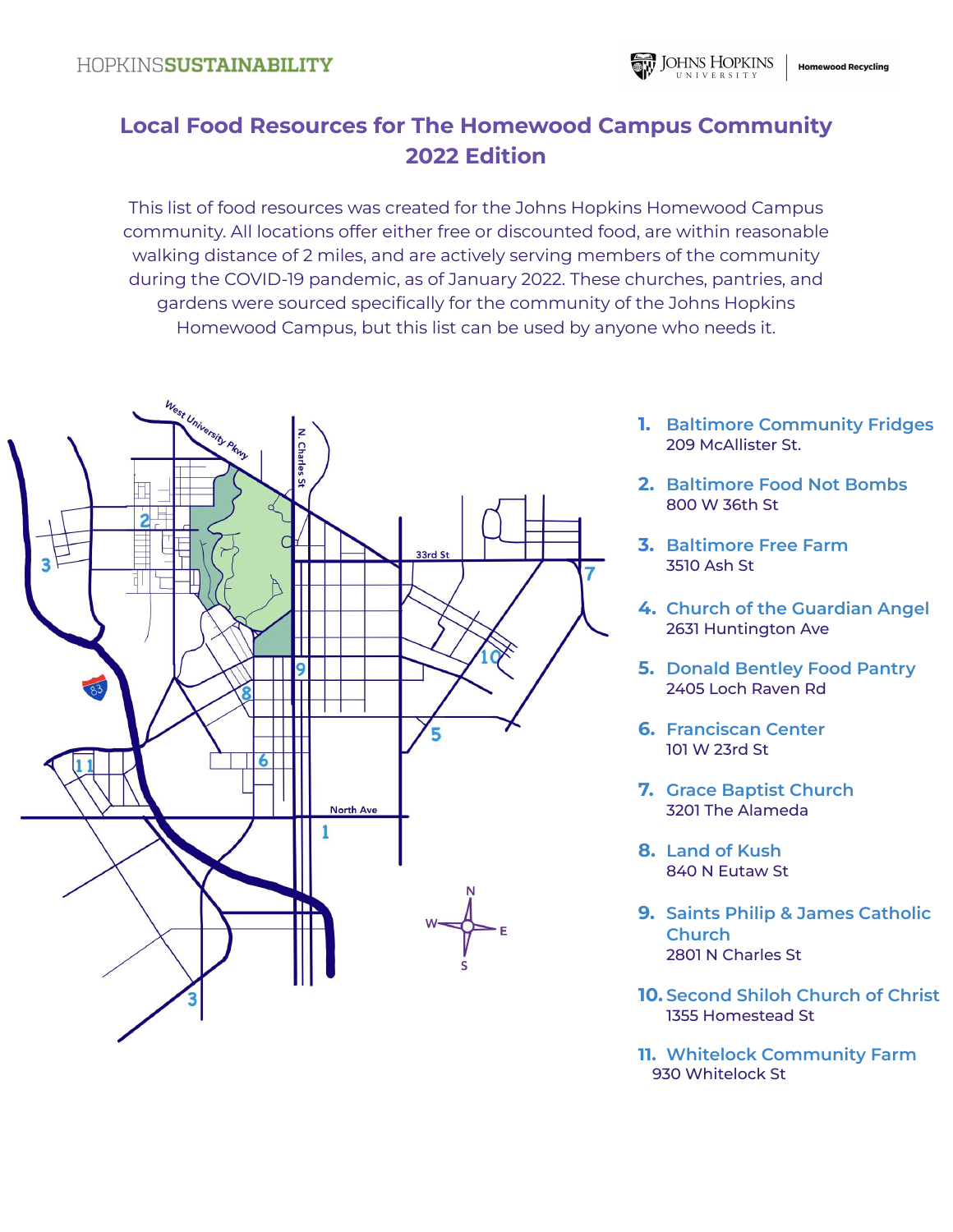HOPKINSSUSTAINABILITY

# Local Food Resources for The Homewood Campus Community 2022 Edition

This list of food resources was created for the Johns Hopkins Homewood Campus community. All locations offer either free or discounted food, are within reasonable walking distance of 2 miles, and are actively serving members of the community during the COVID-19 pandemic, as of January 2022. These churches, pantries, and gardens were sourced specifically for the community of the Johns Hopkins Homewood Campus, but this list can be used by anyone who needs it.

1. **Baltimore Community Fridges**
   209 McAllister St.
2. **Baltimore Food Not Bombs**
   800 W 36th St
3. **Baltimore Free Farm**
   3510 Ash St
4. **Church of the Guardian Angel**
   2631 Huntington Ave
5. **Donald Bentley Food Pantry**
   2405 Loch Raven Rd
6. **Franciscan Center**
   101 W 23rd St
7. **Grace Baptist Church**
   3201 The Alameda
8. **Land of Kush**
   840 N Eutaw St
9. **Saints Philip & James Catholic Church**
   2801 N Charles St
10. **Second Shiloh Church of Christ**
    1355 Homestead St
11. **Whitelock Community Farm**
    930 Whitelock St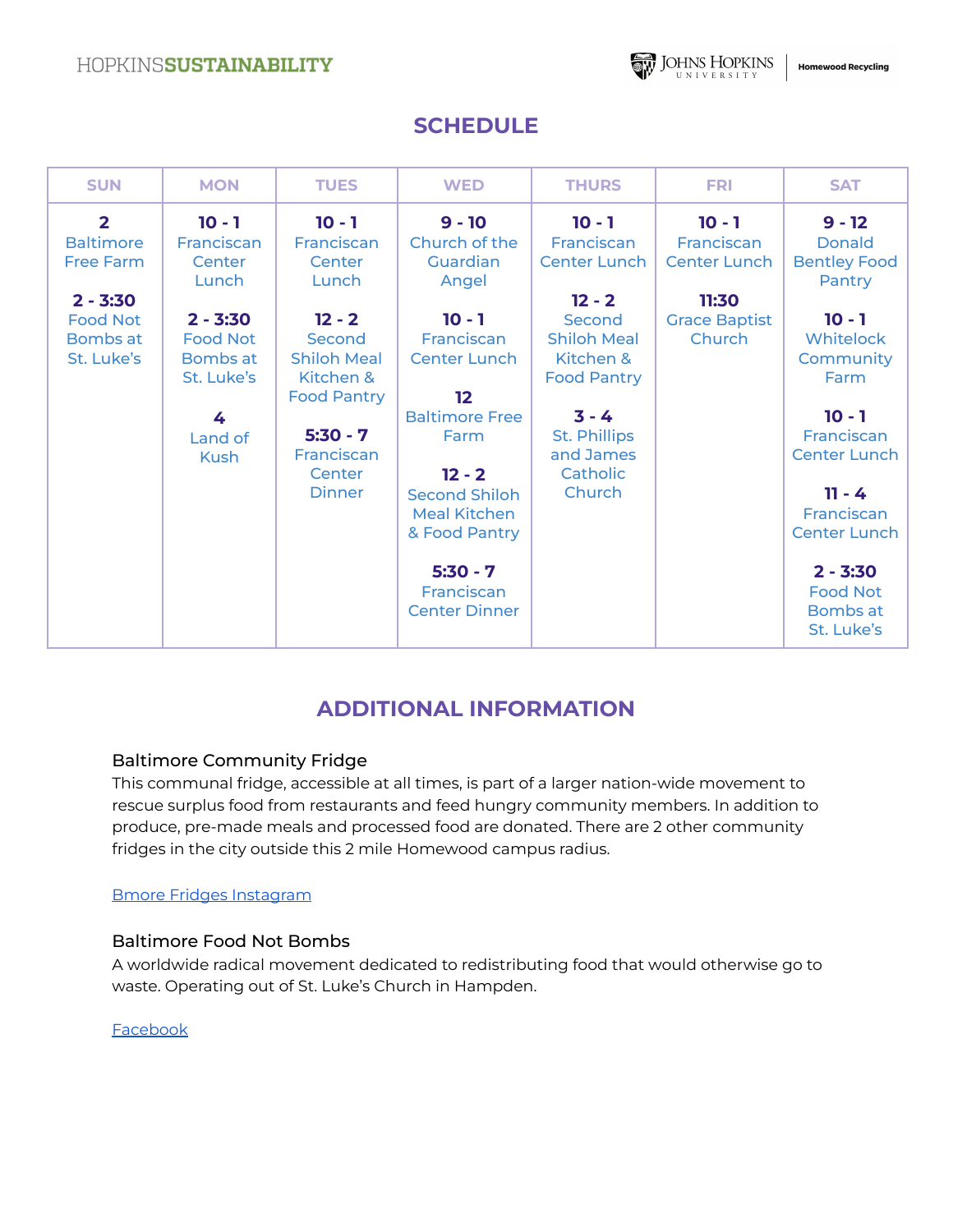## SCHEDULE

| SUN | MON | TUES | WED | THURS | FRI | SAT |
|---|---|---|---|---|---|---|
| **2** Baltimore Free Farm<br><br>**2 - 3:30** Food Not Bombs at St. Luke's | **10 - 1** Franciscan Center Lunch<br><br>**2 - 3:30** Food Not Bombs at St. Luke's<br><br>**4** Land of Kush | **10 - 1** Franciscan Center Lunch<br><br>**12 - 2** Second Shiloh Meal Kitchen & Food Pantry<br><br>**5:30 - 7** Franciscan Center Dinner | **9 - 10** Church of the Guardian Angel<br><br>**10 - 1** Franciscan Center Lunch<br><br>**12** Baltimore Free Farm<br><br>**12 - 2** Second Shiloh Meal Kitchen & Food Pantry<br><br>**5:30 - 7** Franciscan Center Dinner | **10 - 1** Franciscan Center Lunch<br><br>**12 - 2** Second Shiloh Meal Kitchen & Food Pantry<br><br>**3 - 4** St. Phillips and James Catholic Church | **10 - 1** Franciscan Center Lunch<br><br>**11:30** Grace Baptist Church | **9 - 12** Donald Bentley Food Pantry<br><br>**10 - 1** Whitelock Community Farm<br><br>**10 - 1** Franciscan Center Lunch<br><br>**11 - 4** Franciscan Center Lunch<br><br>**2 - 3:30** Food Not Bombs at St. Luke's |

## ADDITIONAL INFORMATION

### Baltimore Community Fridge

This communal fridge, accessible at all times, is part of a larger nation-wide movement to rescue surplus food from restaurants and feed hungry community members. In addition to produce, pre-made meals and processed food are donated. There are 2 other community fridges in the city outside this 2 mile Homewood campus radius.

Bmore Fridges Instagram

### Baltimore Food Not Bombs

A worldwide radical movement dedicated to redistributing food that would otherwise go to waste. Operating out of St. Luke's Church in Hampden.

Facebook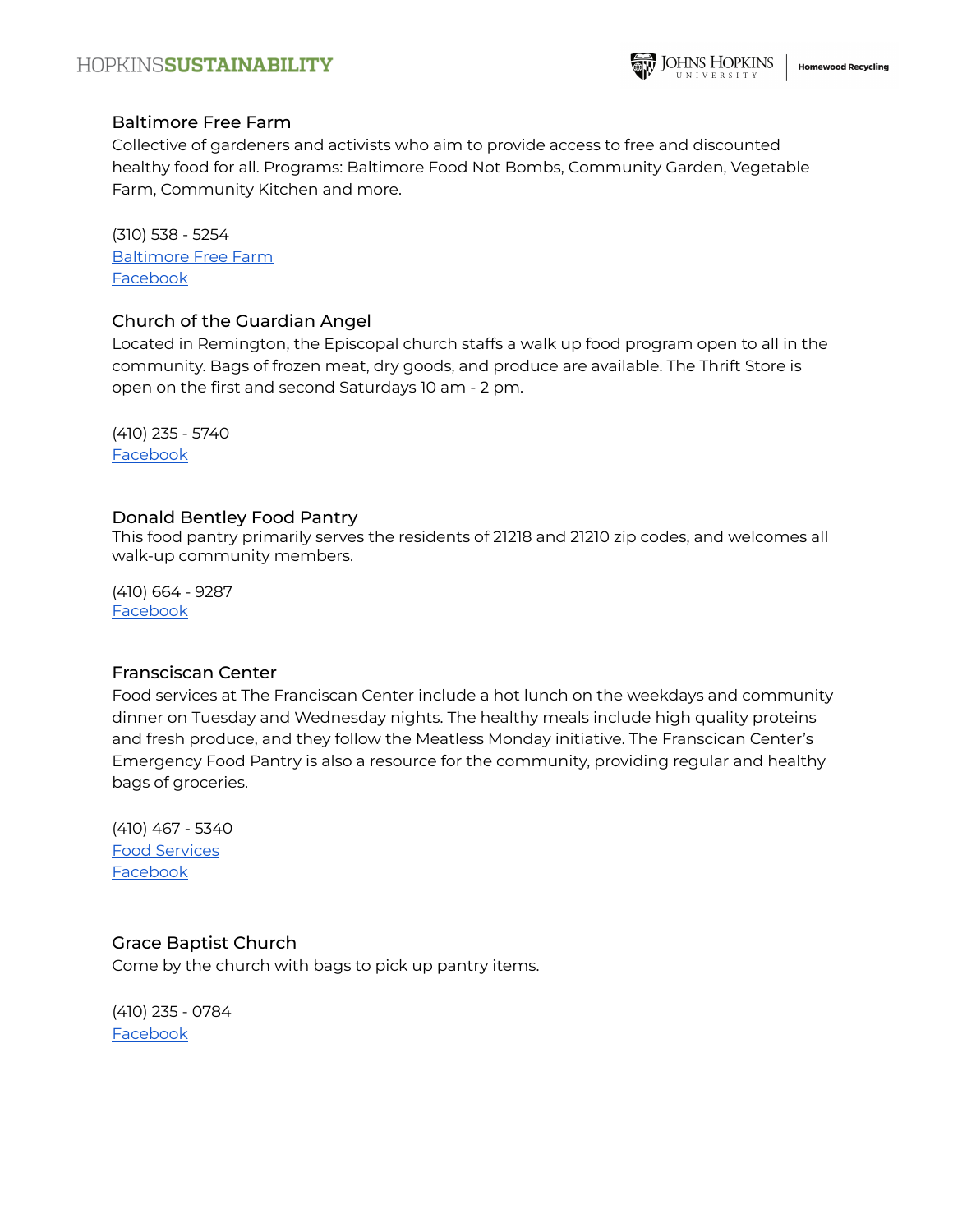### Baltimore Free Farm

Collective of gardeners and activists who aim to provide access to free and discounted healthy food for all. Programs: Baltimore Food Not Bombs, Community Garden, Vegetable Farm, Community Kitchen and more.

(310) 538 - 5254
Baltimore Free Farm
Facebook

### Church of the Guardian Angel

Located in Remington, the Episcopal church staffs a walk up food program open to all in the community. Bags of frozen meat, dry goods, and produce are available. The Thrift Store is open on the first and second Saturdays 10 am - 2 pm.

(410) 235 - 5740
Facebook

### Donald Bentley Food Pantry

This food pantry primarily serves the residents of 21218 and 21210 zip codes, and welcomes all walk-up community members.

(410) 664 - 9287
Facebook

### Fransciscan Center

Food services at The Franciscan Center include a hot lunch on the weekdays and community dinner on Tuesday and Wednesday nights. The healthy meals include high quality proteins and fresh produce, and they follow the Meatless Monday initiative. The Franscican Center's Emergency Food Pantry is also a resource for the community, providing regular and healthy bags of groceries.

(410) 467 - 5340
Food Services
Facebook

### Grace Baptist Church

Come by the church with bags to pick up pantry items.

(410) 235 - 0784
Facebook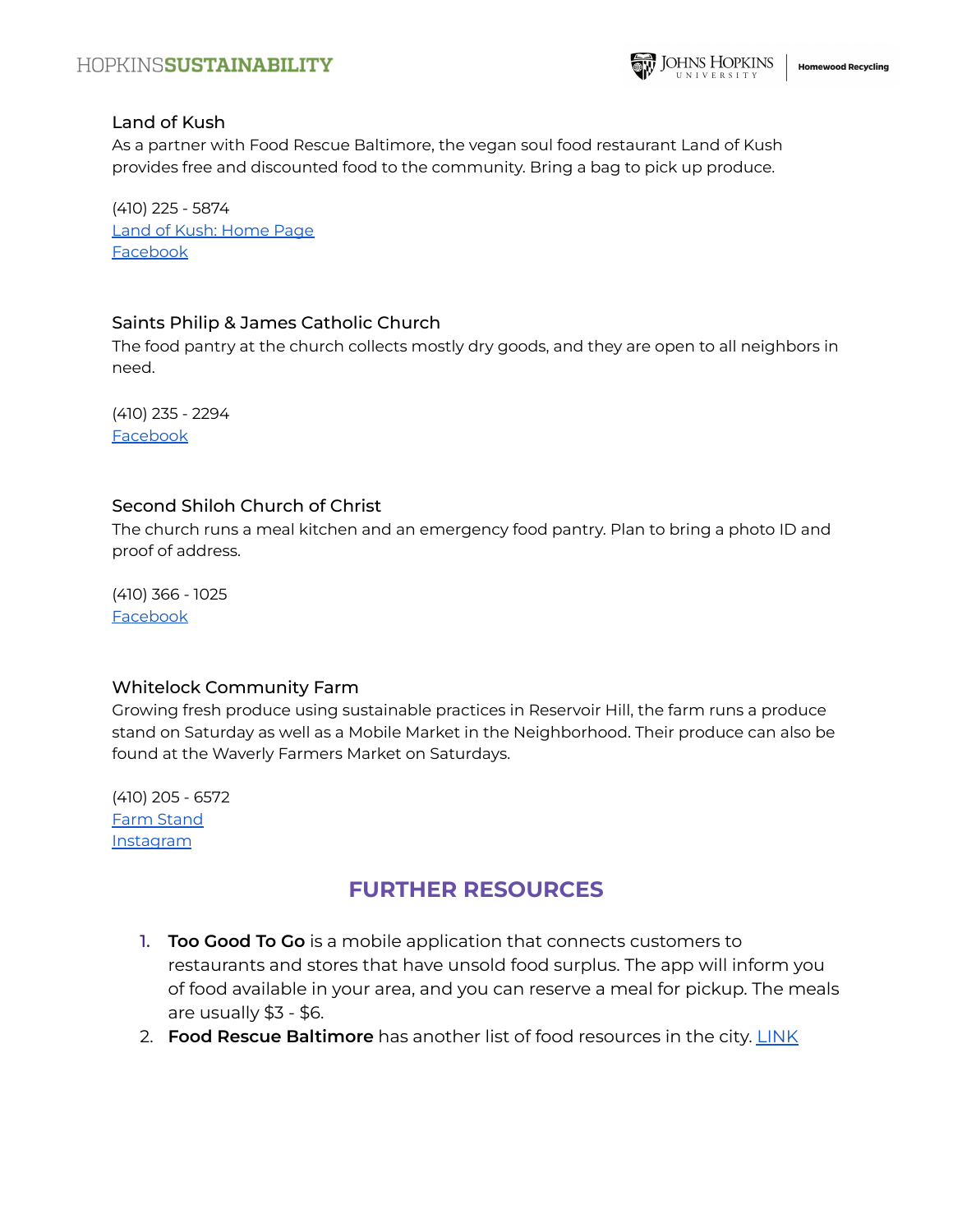### Land of Kush

As a partner with Food Rescue Baltimore, the vegan soul food restaurant Land of Kush provides free and discounted food to the community. Bring a bag to pick up produce.

(410) 225 - 5874
Land of Kush: Home Page
Facebook

### Saints Philip & James Catholic Church

The food pantry at the church collects mostly dry goods, and they are open to all neighbors in need.

(410) 235 - 2294
Facebook

### Second Shiloh Church of Christ

The church runs a meal kitchen and an emergency food pantry. Plan to bring a photo ID and proof of address.

(410) 366 - 1025
Facebook

### Whitelock Community Farm

Growing fresh produce using sustainable practices in Reservoir Hill, the farm runs a produce stand on Saturday as well as a Mobile Market in the Neighborhood. Their produce can also be found at the Waverly Farmers Market on Saturdays.

(410) 205 - 6572
Farm Stand
Instagram

## FURTHER RESOURCES

1. **Too Good To Go** is a mobile application that connects customers to restaurants and stores that have unsold food surplus. The app will inform you of food available in your area, and you can reserve a meal for pickup. The meals are usually $3 - $6.
2. **Food Rescue Baltimore** has another list of food resources in the city. LINK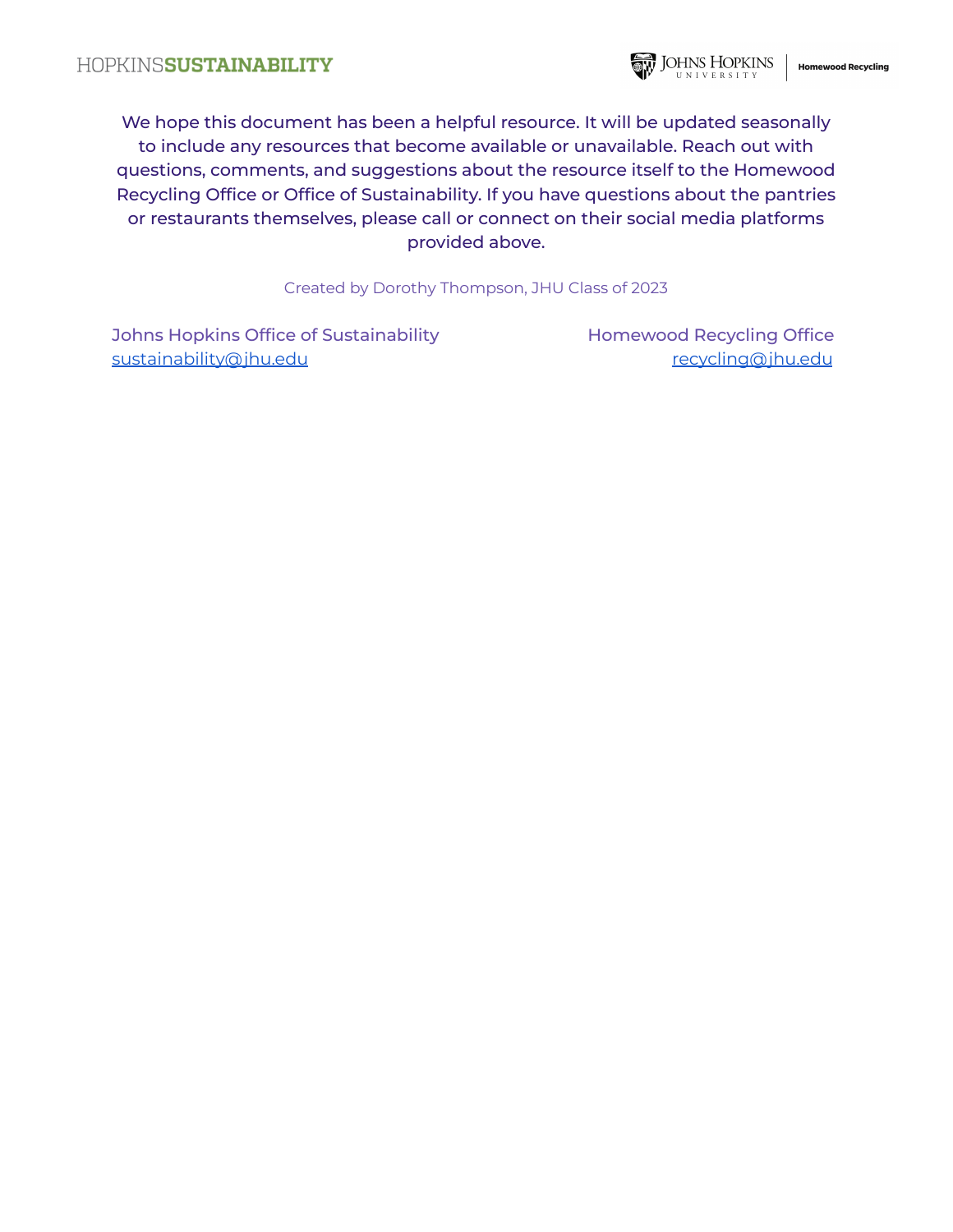We hope this document has been a helpful resource. It will be updated seasonally to include any resources that become available or unavailable. Reach out with questions, comments, and suggestions about the resource itself to the Homewood Recycling Office or Office of Sustainability. If you have questions about the pantries or restaurants themselves, please call or connect on their social media platforms provided above.

Created by Dorothy Thompson, JHU Class of 2023

Johns Hopkins Office of Sustainability
sustainability@jhu.edu

Homewood Recycling Office
recycling@jhu.edu